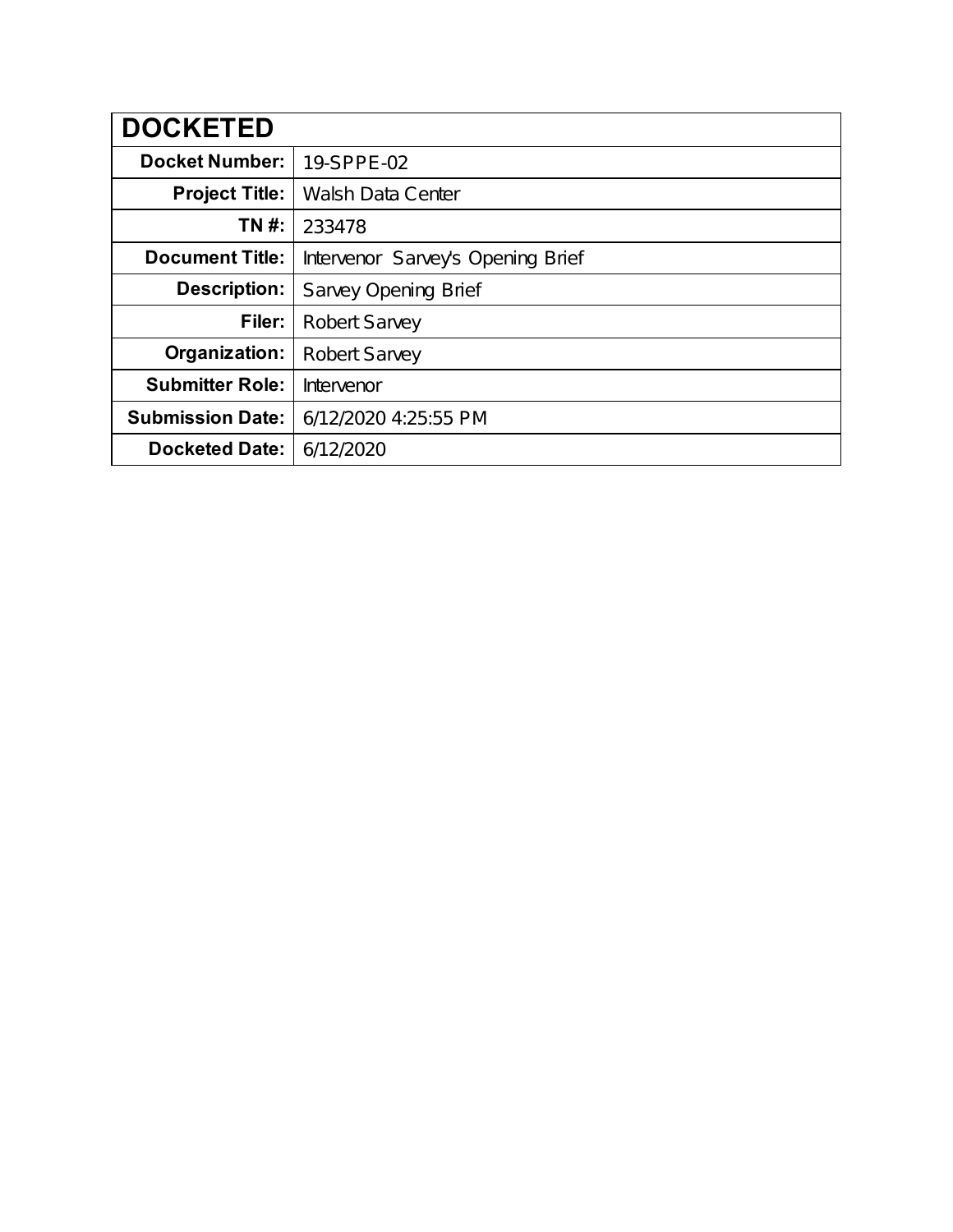| DOCKETED | |
|---|---|
| **Docket Number:** | 19-SPPE-02 |
| **Project Title:** | Walsh Data Center |
| **TN #:** | 233478 |
| **Document Title:** | Intervenor Sarvey's Opening Brief |
| **Description:** | Sarvey Opening Brief |
| **Filer:** | Robert Sarvey |
| **Organization:** | Robert Sarvey |
| **Submitter Role:** | Intervenor |
| **Submission Date:** | 6/12/2020 4:25:55 PM |
| **Docketed Date:** | 6/12/2020 |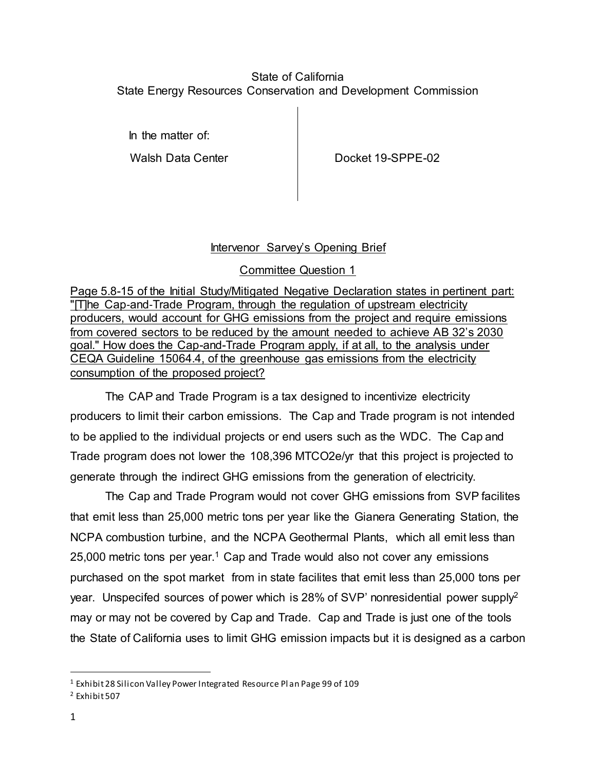State of California
State Energy Resources Conservation and Development Commission

| In the matter of: | |
|---|---|
| Walsh Data Center | Docket 19-SPPE-02 |

<u>Intervenor Sarvey's Opening Brief</u>

<u>Committee Question 1</u>

<u>Page 5.8-15 of the Initial Study/Mitigated Negative Declaration states in pertinent part: "[T]he Cap-and-Trade Program, through the regulation of upstream electricity producers, would account for GHG emissions from the project and require emissions from covered sectors to be reduced by the amount needed to achieve AB 32's 2030 goal." How does the Cap-and-Trade Program apply, if at all, to the analysis under CEQA Guideline 15064.4, of the greenhouse gas emissions from the electricity consumption of the proposed project?</u>

The CAP and Trade Program is a tax designed to incentivize electricity producers to limit their carbon emissions. The Cap and Trade program is not intended to be applied to the individual projects or end users such as the WDC. The Cap and Trade program does not lower the 108,396 MTCO2e/yr that this project is projected to generate through the indirect GHG emissions from the generation of electricity.

The Cap and Trade Program would not cover GHG emissions from SVP facilites that emit less than 25,000 metric tons per year like the Gianera Generating Station, the NCPA combustion turbine, and the NCPA Geothermal Plants, which all emit less than 25,000 metric tons per year.[1] Cap and Trade would also not cover any emissions purchased on the spot market from in state facilites that emit less than 25,000 tons per year. Unspecifed sources of power which is 28% of SVP' nonresidential power supply[2] may or may not be covered by Cap and Trade. Cap and Trade is just one of the tools the State of California uses to limit GHG emission impacts but it is designed as a carbon

[1] Exhibit 28 Silicon Valley Power Integrated Resource Plan Page 99 of 109

[2] Exhibit 507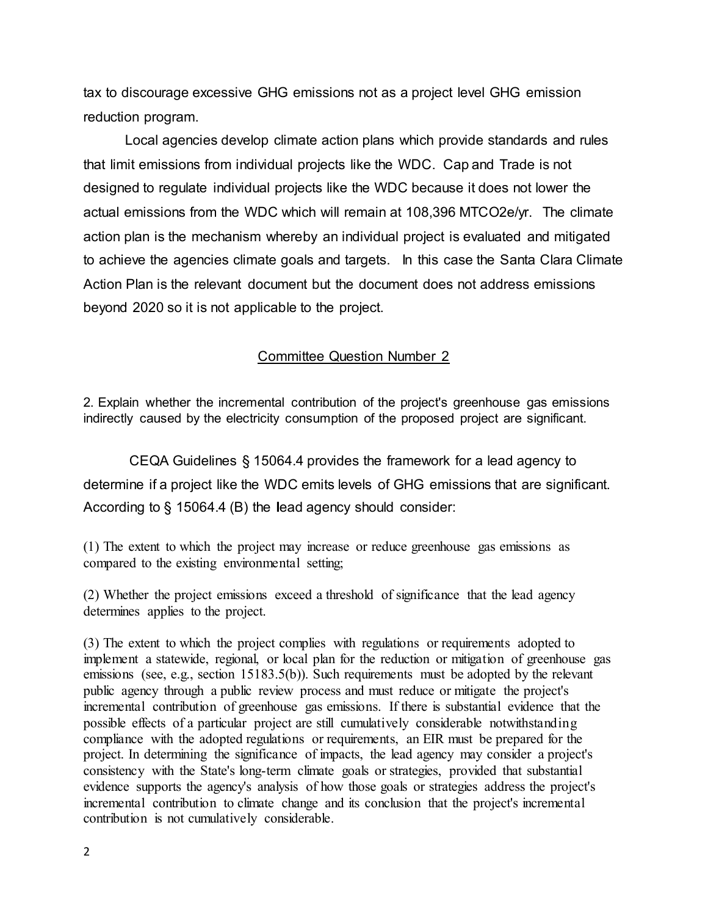tax to discourage excessive GHG emissions not as a project level GHG emission reduction program.

Local agencies develop climate action plans which provide standards and rules that limit emissions from individual projects like the WDC. Cap and Trade is not designed to regulate individual projects like the WDC because it does not lower the actual emissions from the WDC which will remain at 108,396 MTCO2e/yr. The climate action plan is the mechanism whereby an individual project is evaluated and mitigated to achieve the agencies climate goals and targets. In this case the Santa Clara Climate Action Plan is the relevant document but the document does not address emissions beyond 2020 so it is not applicable to the project.

## Committee Question Number 2

2. Explain whether the incremental contribution of the project's greenhouse gas emissions indirectly caused by the electricity consumption of the proposed project are significant.

CEQA Guidelines § 15064.4 provides the framework for a lead agency to determine if a project like the WDC emits levels of GHG emissions that are significant. According to § 15064.4 (B) the lead agency should consider:

(1) The extent to which the project may increase or reduce greenhouse gas emissions as compared to the existing environmental setting;

(2) Whether the project emissions exceed a threshold of significance that the lead agency determines applies to the project.

(3) The extent to which the project complies with regulations or requirements adopted to implement a statewide, regional, or local plan for the reduction or mitigation of greenhouse gas emissions (see, e.g., section 15183.5(b)). Such requirements must be adopted by the relevant public agency through a public review process and must reduce or mitigate the project's incremental contribution of greenhouse gas emissions. If there is substantial evidence that the possible effects of a particular project are still cumulatively considerable notwithstanding compliance with the adopted regulations or requirements, an EIR must be prepared for the project. In determining the significance of impacts, the lead agency may consider a project's consistency with the State's long-term climate goals or strategies, provided that substantial evidence supports the agency's analysis of how those goals or strategies address the project's incremental contribution to climate change and its conclusion that the project's incremental contribution is not cumulatively considerable.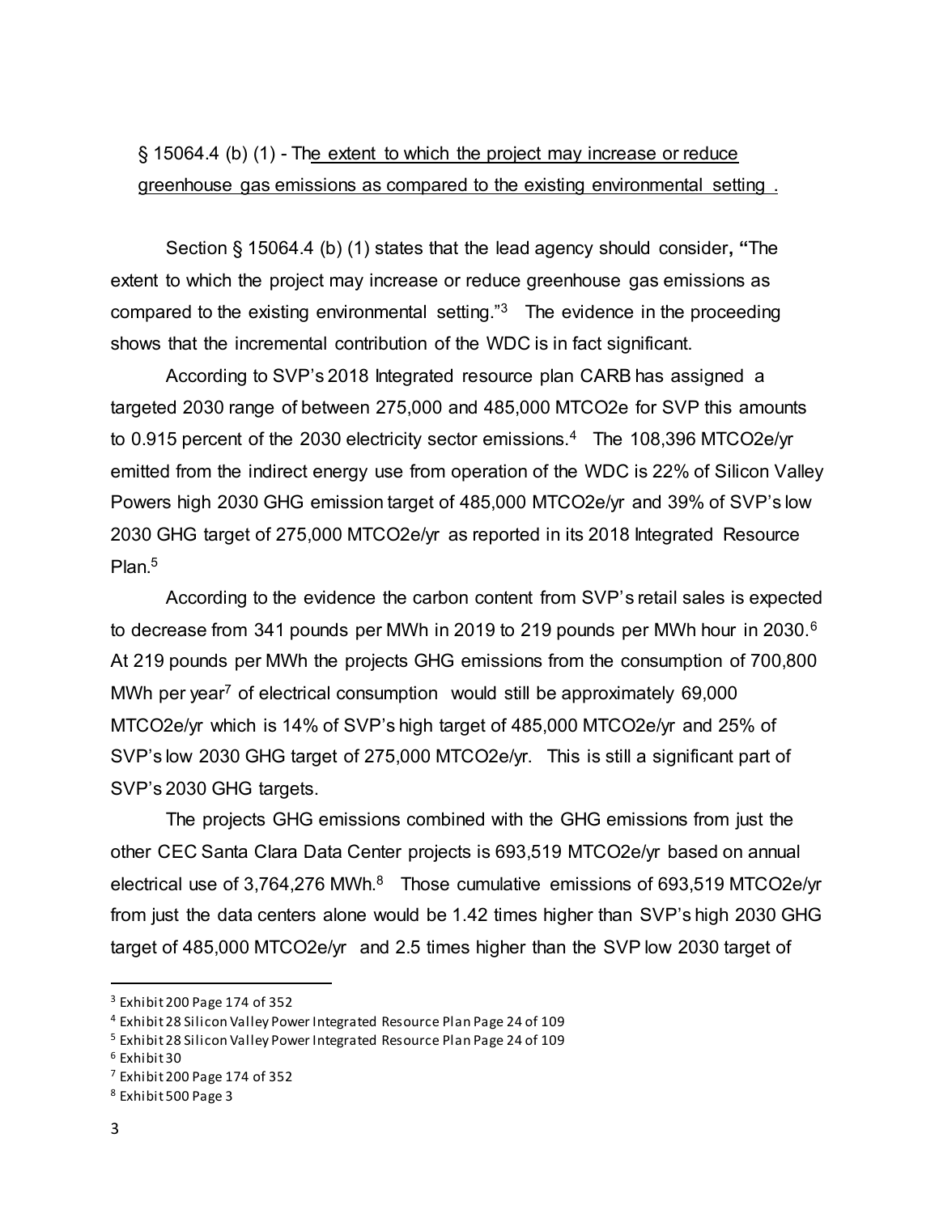§ 15064.4 (b) (1) - The extent to which the project may increase or reduce greenhouse gas emissions as compared to the existing environmental setting .

Section § 15064.4 (b) (1) states that the lead agency should consider, **"**The extent to which the project may increase or reduce greenhouse gas emissions as compared to the existing environmental setting."[3] The evidence in the proceeding shows that the incremental contribution of the WDC is in fact significant.

According to SVP's 2018 Integrated resource plan CARB has assigned a targeted 2030 range of between 275,000 and 485,000 MTCO2e for SVP this amounts to 0.915 percent of the 2030 electricity sector emissions.[4] The 108,396 MTCO2e/yr emitted from the indirect energy use from operation of the WDC is 22% of Silicon Valley Powers high 2030 GHG emission target of 485,000 MTCO2e/yr and 39% of SVP's low 2030 GHG target of 275,000 MTCO2e/yr as reported in its 2018 Integrated Resource Plan.[5]

According to the evidence the carbon content from SVP's retail sales is expected to decrease from 341 pounds per MWh in 2019 to 219 pounds per MWh hour in 2030.[6] At 219 pounds per MWh the projects GHG emissions from the consumption of 700,800 MWh per year[7] of electrical consumption would still be approximately 69,000 MTCO2e/yr which is 14% of SVP's high target of 485,000 MTCO2e/yr and 25% of SVP's low 2030 GHG target of 275,000 MTCO2e/yr. This is still a significant part of SVP's 2030 GHG targets.

The projects GHG emissions combined with the GHG emissions from just the other CEC Santa Clara Data Center projects is 693,519 MTCO2e/yr based on annual electrical use of 3,764,276 MWh.[8] Those cumulative emissions of 693,519 MTCO2e/yr from just the data centers alone would be 1.42 times higher than SVP's high 2030 GHG target of 485,000 MTCO2e/yr and 2.5 times higher than the SVP low 2030 target of

---

[3] Exhibit 200 Page 174 of 352

[4] Exhibit 28 Silicon Valley Power Integrated Resource Plan Page 24 of 109

[5] Exhibit 28 Silicon Valley Power Integrated Resource Plan Page 24 of 109

[6] Exhibit 30

[7] Exhibit 200 Page 174 of 352

[8] Exhibit 500 Page 3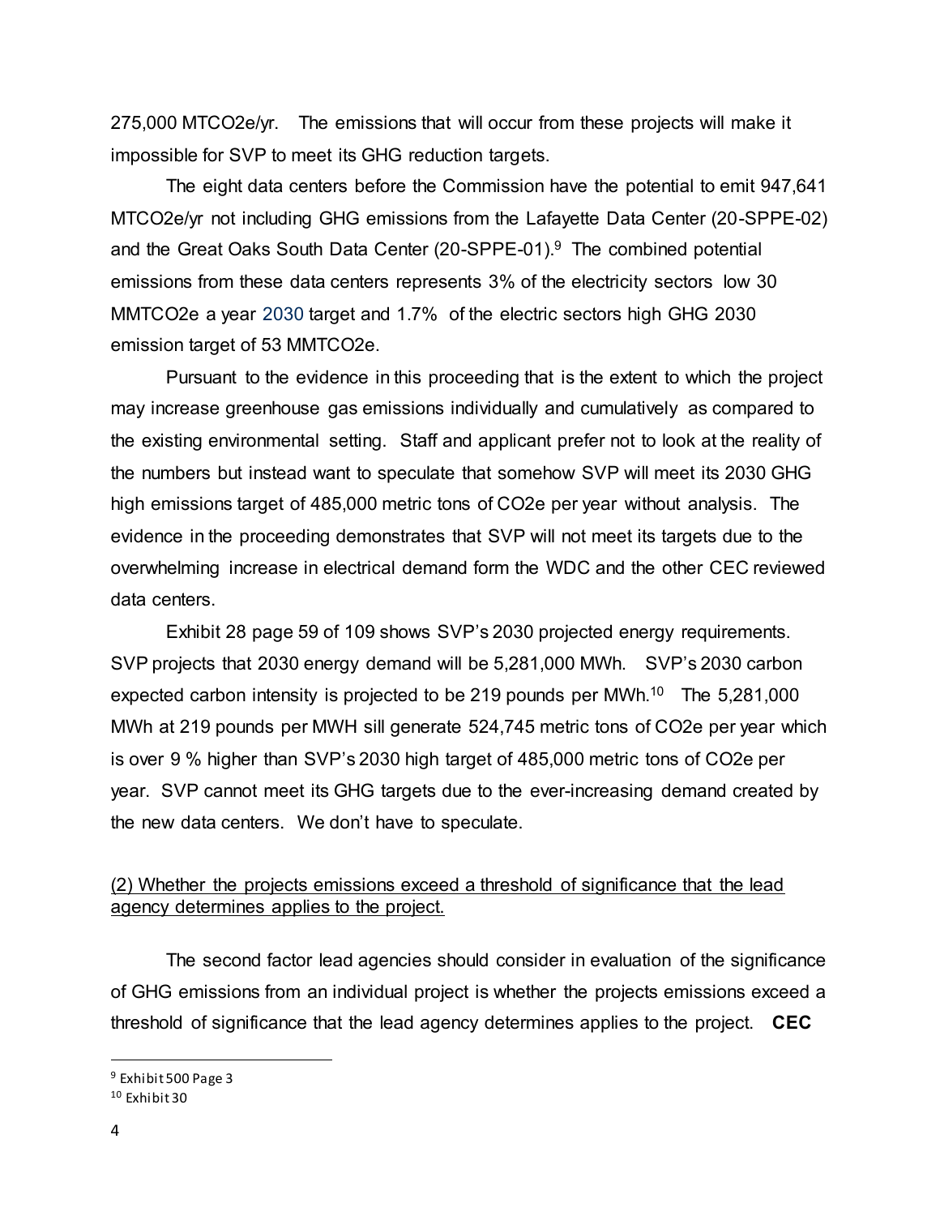275,000 MTCO2e/yr. The emissions that will occur from these projects will make it impossible for SVP to meet its GHG reduction targets.

The eight data centers before the Commission have the potential to emit 947,641 MTCO2e/yr not including GHG emissions from the Lafayette Data Center (20-SPPE-02) and the Great Oaks South Data Center (20-SPPE-01).[9] The combined potential emissions from these data centers represents 3% of the electricity sectors low 30 MMTCO2e a year 2030 target and 1.7% of the electric sectors high GHG 2030 emission target of 53 MMTCO2e.

Pursuant to the evidence in this proceeding that is the extent to which the project may increase greenhouse gas emissions individually and cumulatively as compared to the existing environmental setting. Staff and applicant prefer not to look at the reality of the numbers but instead want to speculate that somehow SVP will meet its 2030 GHG high emissions target of 485,000 metric tons of CO2e per year without analysis. The evidence in the proceeding demonstrates that SVP will not meet its targets due to the overwhelming increase in electrical demand form the WDC and the other CEC reviewed data centers.

Exhibit 28 page 59 of 109 shows SVP's 2030 projected energy requirements. SVP projects that 2030 energy demand will be 5,281,000 MWh. SVP's 2030 carbon expected carbon intensity is projected to be 219 pounds per MWh.[10] The 5,281,000 MWh at 219 pounds per MWH sill generate 524,745 metric tons of CO2e per year which is over 9 % higher than SVP's 2030 high target of 485,000 metric tons of CO2e per year. SVP cannot meet its GHG targets due to the ever-increasing demand created by the new data centers. We don't have to speculate.

<u>(2) Whether the projects emissions exceed a threshold of significance that the lead agency determines applies to the project.</u>

The second factor lead agencies should consider in evaluation of the significance of GHG emissions from an individual project is whether the projects emissions exceed a threshold of significance that the lead agency determines applies to the project. **CEC**

---

[9] Exhibit 500 Page 3

[10] Exhibit 30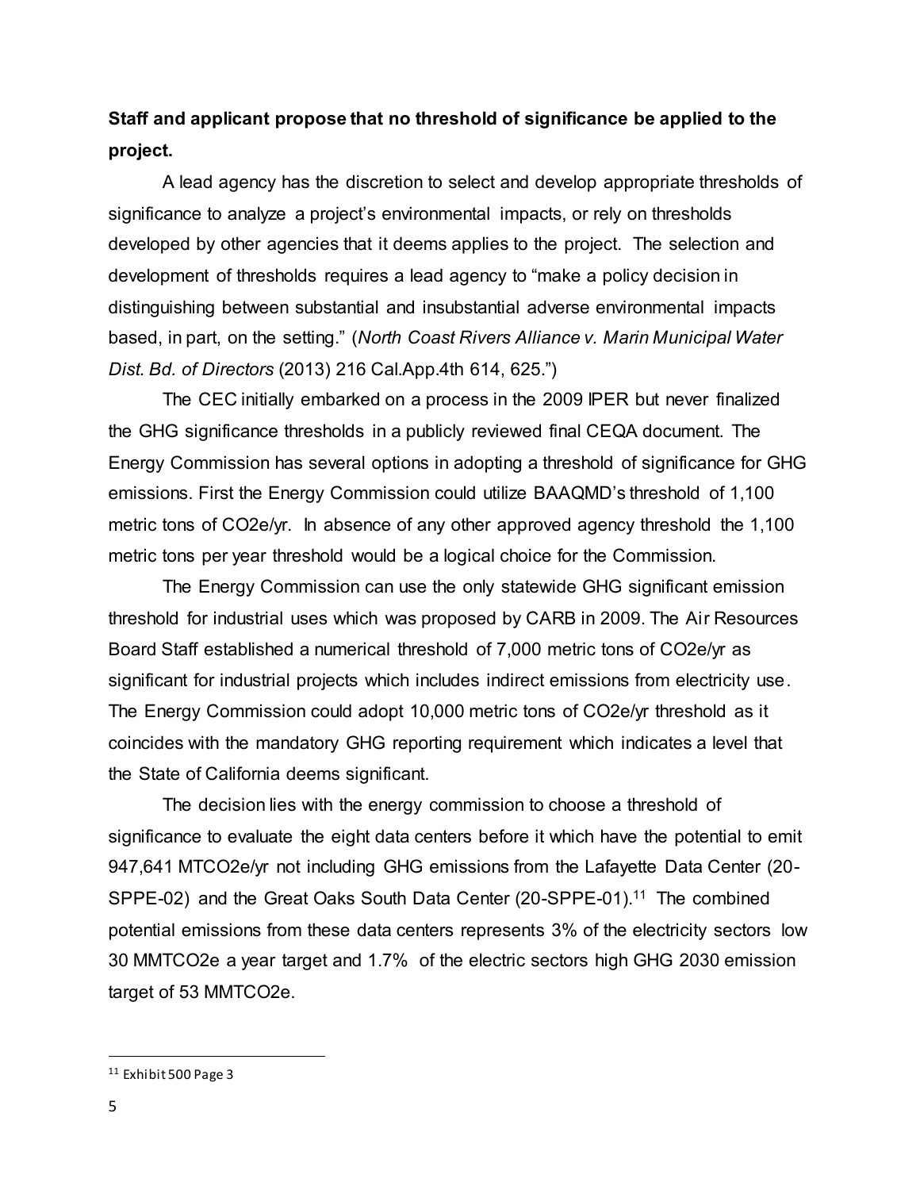**Staff and applicant propose that no threshold of significance be applied to the project.**

A lead agency has the discretion to select and develop appropriate thresholds of significance to analyze a project's environmental impacts, or rely on thresholds developed by other agencies that it deems applies to the project. The selection and development of thresholds requires a lead agency to "make a policy decision in distinguishing between substantial and insubstantial adverse environmental impacts based, in part, on the setting." (*North Coast Rivers Alliance v. Marin Municipal Water Dist. Bd. of Directors* (2013) 216 Cal.App.4th 614, 625.")

The CEC initially embarked on a process in the 2009 IPER but never finalized the GHG significance thresholds in a publicly reviewed final CEQA document. The Energy Commission has several options in adopting a threshold of significance for GHG emissions. First the Energy Commission could utilize BAAQMD's threshold of 1,100 metric tons of CO2e/yr. In absence of any other approved agency threshold the 1,100 metric tons per year threshold would be a logical choice for the Commission.

The Energy Commission can use the only statewide GHG significant emission threshold for industrial uses which was proposed by CARB in 2009. The Air Resources Board Staff established a numerical threshold of 7,000 metric tons of CO2e/yr as significant for industrial projects which includes indirect emissions from electricity use. The Energy Commission could adopt 10,000 metric tons of CO2e/yr threshold as it coincides with the mandatory GHG reporting requirement which indicates a level that the State of California deems significant.

The decision lies with the energy commission to choose a threshold of significance to evaluate the eight data centers before it which have the potential to emit 947,641 MTCO2e/yr not including GHG emissions from the Lafayette Data Center (20-SPPE-02) and the Great Oaks South Data Center (20-SPPE-01).[11] The combined potential emissions from these data centers represents 3% of the electricity sectors low 30 MMTCO2e a year target and 1.7% of the electric sectors high GHG 2030 emission target of 53 MMTCO2e.

---

[11] Exhibit 500 Page 3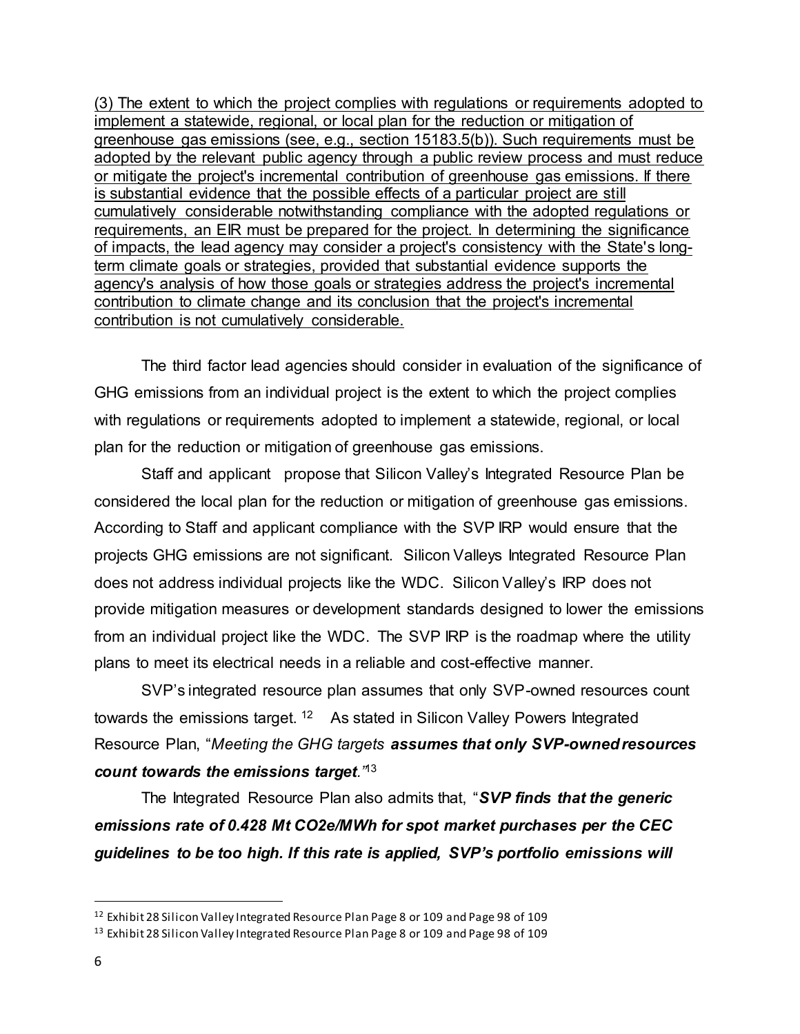<u>(3) The extent to which the project complies with regulations or requirements adopted to implement a statewide, regional, or local plan for the reduction or mitigation of greenhouse gas emissions (see, e.g., section 15183.5(b)). Such requirements must be adopted by the relevant public agency through a public review process and must reduce or mitigate the project's incremental contribution of greenhouse gas emissions. If there is substantial evidence that the possible effects of a particular project are still cumulatively considerable notwithstanding compliance with the adopted regulations or requirements, an EIR must be prepared for the project. In determining the significance of impacts, the lead agency may consider a project's consistency with the State's long-term climate goals or strategies, provided that substantial evidence supports the agency's analysis of how those goals or strategies address the project's incremental contribution to climate change and its conclusion that the project's incremental contribution is not cumulatively considerable.</u>

The third factor lead agencies should consider in evaluation of the significance of GHG emissions from an individual project is the extent to which the project complies with regulations or requirements adopted to implement a statewide, regional, or local plan for the reduction or mitigation of greenhouse gas emissions.

Staff and applicant propose that Silicon Valley's Integrated Resource Plan be considered the local plan for the reduction or mitigation of greenhouse gas emissions. According to Staff and applicant compliance with the SVP IRP would ensure that the projects GHG emissions are not significant. Silicon Valleys Integrated Resource Plan does not address individual projects like the WDC. Silicon Valley's IRP does not provide mitigation measures or development standards designed to lower the emissions from an individual project like the WDC. The SVP IRP is the roadmap where the utility plans to meet its electrical needs in a reliable and cost-effective manner.

SVP's integrated resource plan assumes that only SVP-owned resources count towards the emissions target.[12] As stated in Silicon Valley Powers Integrated Resource Plan, "*Meeting the GHG targets* ***assumes that only SVP-owned resources count towards the emissions target****.*"[13]

The Integrated Resource Plan also admits that, "***SVP finds that the generic emissions rate of 0.428 Mt CO2e/MWh for spot market purchases per the CEC guidelines to be too high. If this rate is applied, SVP's portfolio emissions will***

[12] Exhibit 28 Silicon Valley Integrated Resource Plan Page 8 or 109 and Page 98 of 109

[13] Exhibit 28 Silicon Valley Integrated Resource Plan Page 8 or 109 and Page 98 of 109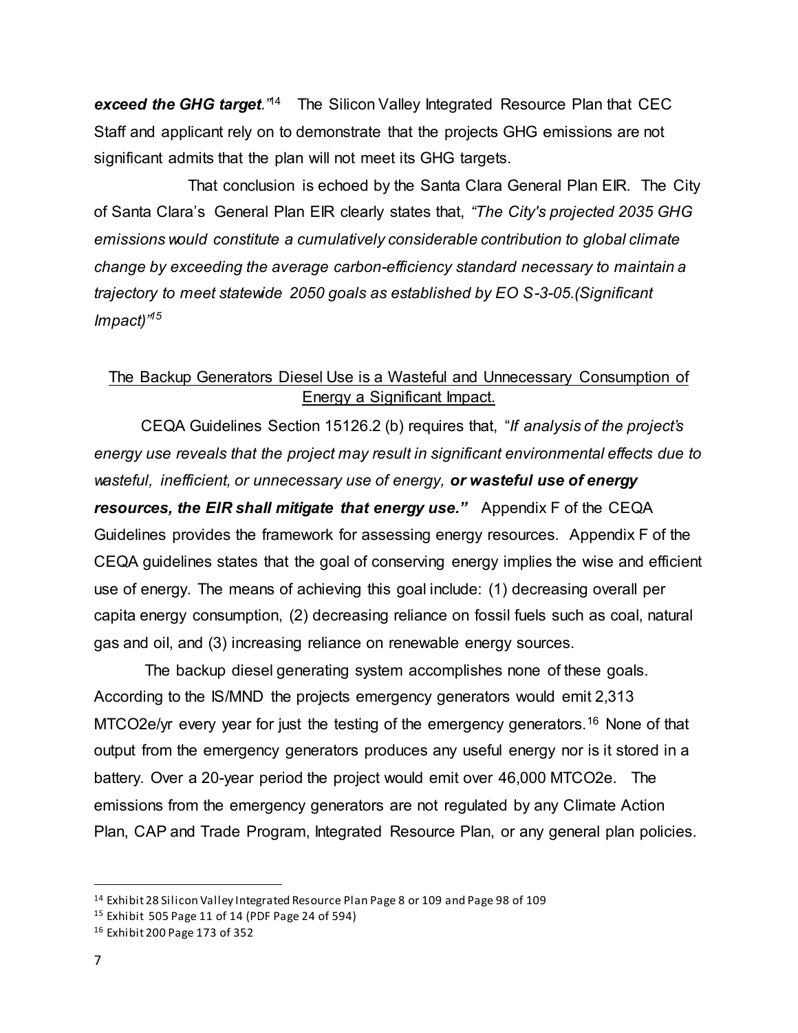***exceed the GHG target.***"[14] The Silicon Valley Integrated Resource Plan that CEC Staff and applicant rely on to demonstrate that the projects GHG emissions are not significant admits that the plan will not meet its GHG targets.

That conclusion is echoed by the Santa Clara General Plan EIR. The City of Santa Clara's General Plan EIR clearly states that, *"The City's projected 2035 GHG emissions would constitute a cumulatively considerable contribution to global climate change by exceeding the average carbon-efficiency standard necessary to maintain a trajectory to meet statewide 2050 goals as established by EO S-3-05.(Significant Impact)"*[15]

<u>The Backup Generators Diesel Use is a Wasteful and Unnecessary Consumption of Energy a Significant Impact.</u>

CEQA Guidelines Section 15126.2 (b) requires that, "*If analysis of the project's energy use reveals that the project may result in significant environmental effects due to wasteful, inefficient, or unnecessary use of energy,* ***or wasteful use of energy resources, the EIR shall mitigate that energy use."*** Appendix F of the CEQA Guidelines provides the framework for assessing energy resources. Appendix F of the CEQA guidelines states that the goal of conserving energy implies the wise and efficient use of energy. The means of achieving this goal include: (1) decreasing overall per capita energy consumption, (2) decreasing reliance on fossil fuels such as coal, natural gas and oil, and (3) increasing reliance on renewable energy sources.

The backup diesel generating system accomplishes none of these goals. According to the IS/MND the projects emergency generators would emit 2,313 MTCO2e/yr every year for just the testing of the emergency generators.[16] None of that output from the emergency generators produces any useful energy nor is it stored in a battery. Over a 20-year period the project would emit over 46,000 MTCO2e. The emissions from the emergency generators are not regulated by any Climate Action Plan, CAP and Trade Program, Integrated Resource Plan, or any general plan policies.

---

[14] Exhibit 28 Silicon Valley Integrated Resource Plan Page 8 or 109 and Page 98 of 109

[15] Exhibit 505 Page 11 of 14 (PDF Page 24 of 594)

[16] Exhibit 200 Page 173 of 352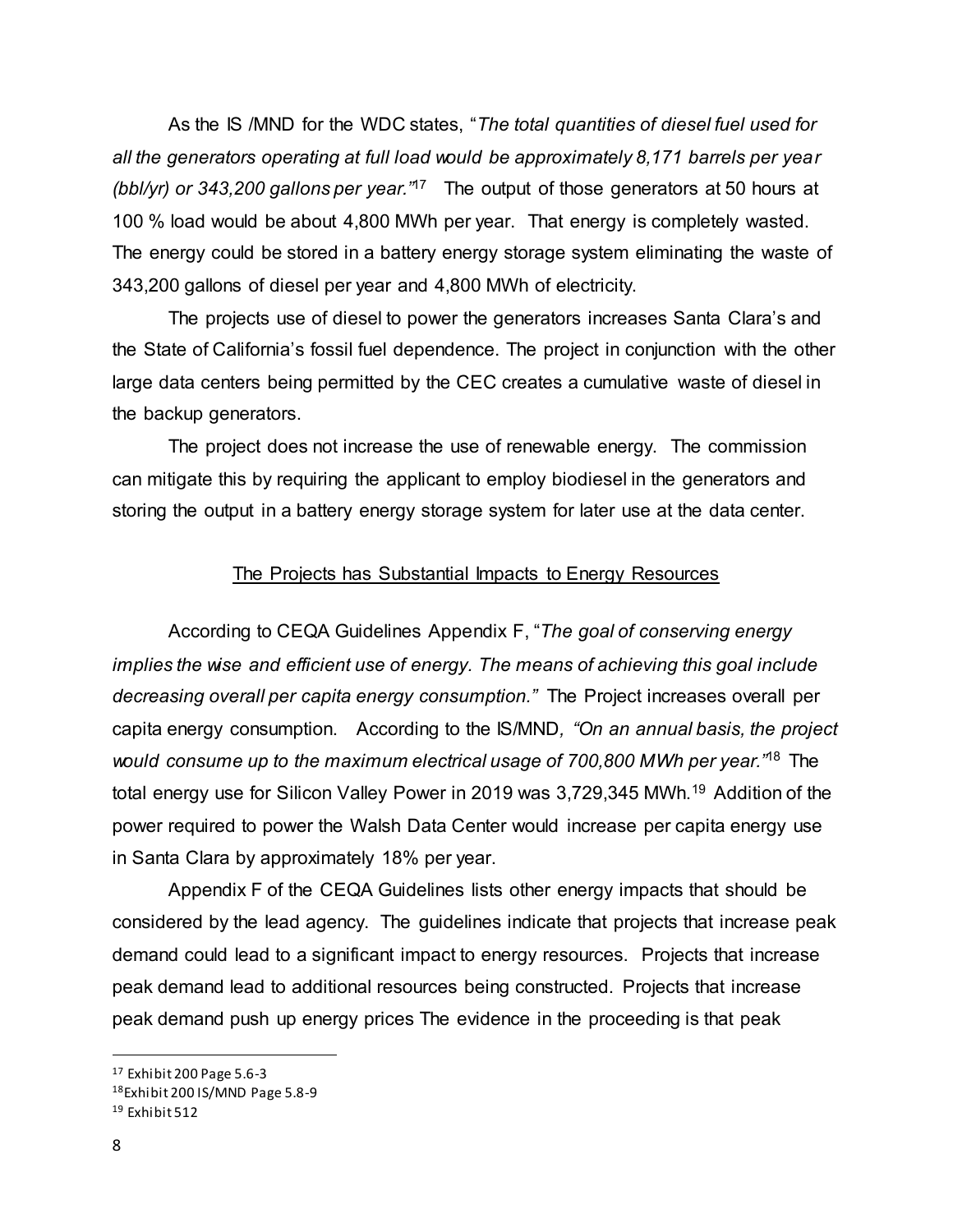As the IS /MND for the WDC states, "*The total quantities of diesel fuel used for all the generators operating at full load would be approximately 8,171 barrels per year (bbl/yr) or 343,200 gallons per year.*"[17] The output of those generators at 50 hours at 100 % load would be about 4,800 MWh per year. That energy is completely wasted. The energy could be stored in a battery energy storage system eliminating the waste of 343,200 gallons of diesel per year and 4,800 MWh of electricity.

The projects use of diesel to power the generators increases Santa Clara's and the State of California's fossil fuel dependence. The project in conjunction with the other large data centers being permitted by the CEC creates a cumulative waste of diesel in the backup generators.

The project does not increase the use of renewable energy. The commission can mitigate this by requiring the applicant to employ biodiesel in the generators and storing the output in a battery energy storage system for later use at the data center.

<u>The Projects has Substantial Impacts to Energy Resources</u>

According to CEQA Guidelines Appendix F, "*The goal of conserving energy implies the wise and efficient use of energy. The means of achieving this goal include decreasing overall per capita energy consumption.*" The Project increases overall per capita energy consumption. According to the IS/MND, *"On an annual basis, the project would consume up to the maximum electrical usage of 700,800 MWh per year."*[18] The total energy use for Silicon Valley Power in 2019 was 3,729,345 MWh.[19] Addition of the power required to power the Walsh Data Center would increase per capita energy use in Santa Clara by approximately 18% per year.

Appendix F of the CEQA Guidelines lists other energy impacts that should be considered by the lead agency. The guidelines indicate that projects that increase peak demand could lead to a significant impact to energy resources. Projects that increase peak demand lead to additional resources being constructed. Projects that increase peak demand push up energy prices The evidence in the proceeding is that peak

---

[17] Exhibit 200 Page 5.6-3

[18] Exhibit 200 IS/MND Page 5.8-9

[19] Exhibit 512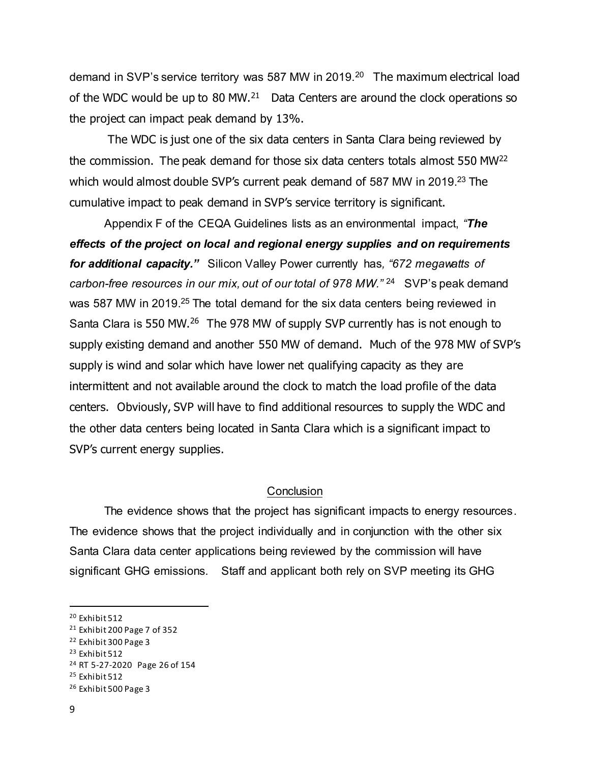demand in SVP's service territory was 587 MW in 2019.[20] The maximum electrical load of the WDC would be up to 80 MW.[21] Data Centers are around the clock operations so the project can impact peak demand by 13%.

The WDC is just one of the six data centers in Santa Clara being reviewed by the commission. The peak demand for those six data centers totals almost 550 MW[22] which would almost double SVP's current peak demand of 587 MW in 2019.[23] The cumulative impact to peak demand in SVP's service territory is significant.

Appendix F of the CEQA Guidelines lists as an environmental impact, *"**The effects of the project on local and regional energy supplies and on requirements for additional capacity.**"* Silicon Valley Power currently has, *"672 megawatts of carbon-free resources in our mix, out of our total of 978 MW."*[24] SVP's peak demand was 587 MW in 2019.[25] The total demand for the six data centers being reviewed in Santa Clara is 550 MW.[26] The 978 MW of supply SVP currently has is not enough to supply existing demand and another 550 MW of demand. Much of the 978 MW of SVP's supply is wind and solar which have lower net qualifying capacity as they are intermittent and not available around the clock to match the load profile of the data centers. Obviously, SVP will have to find additional resources to supply the WDC and the other data centers being located in Santa Clara which is a significant impact to SVP's current energy supplies.

## Conclusion

The evidence shows that the project has significant impacts to energy resources. The evidence shows that the project individually and in conjunction with the other six Santa Clara data center applications being reviewed by the commission will have significant GHG emissions. Staff and applicant both rely on SVP meeting its GHG

---

[20] Exhibit 512

[21] Exhibit 200 Page 7 of 352

[22] Exhibit 300 Page 3

[23] Exhibit 512

[24] RT 5-27-2020 Page 26 of 154

[25] Exhibit 512

[26] Exhibit 500 Page 3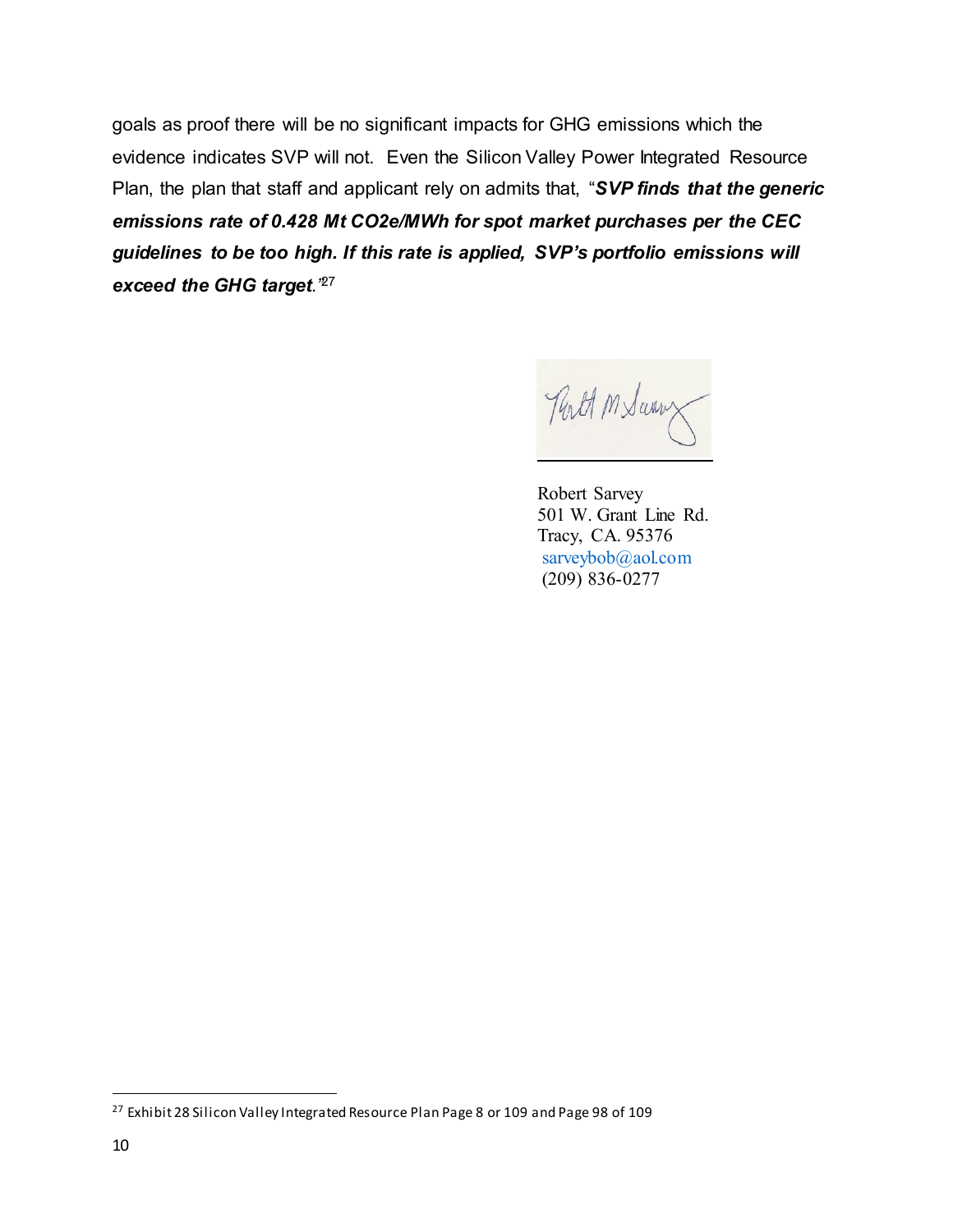goals as proof there will be no significant impacts for GHG emissions which the evidence indicates SVP will not. Even the Silicon Valley Power Integrated Resource Plan, the plan that staff and applicant rely on admits that, "***SVP finds that the generic emissions rate of 0.428 Mt CO2e/MWh for spot market purchases per the CEC guidelines to be too high. If this rate is applied, SVP's portfolio emissions will exceed the GHG target.***"[27]

Robert Sarvey
501 W. Grant Line Rd.
Tracy, CA. 95376
sarveybob@aol.com
(209) 836-0277

---

[27] Exhibit 28 Silicon Valley Integrated Resource Plan Page 8 or 109 and Page 98 of 109